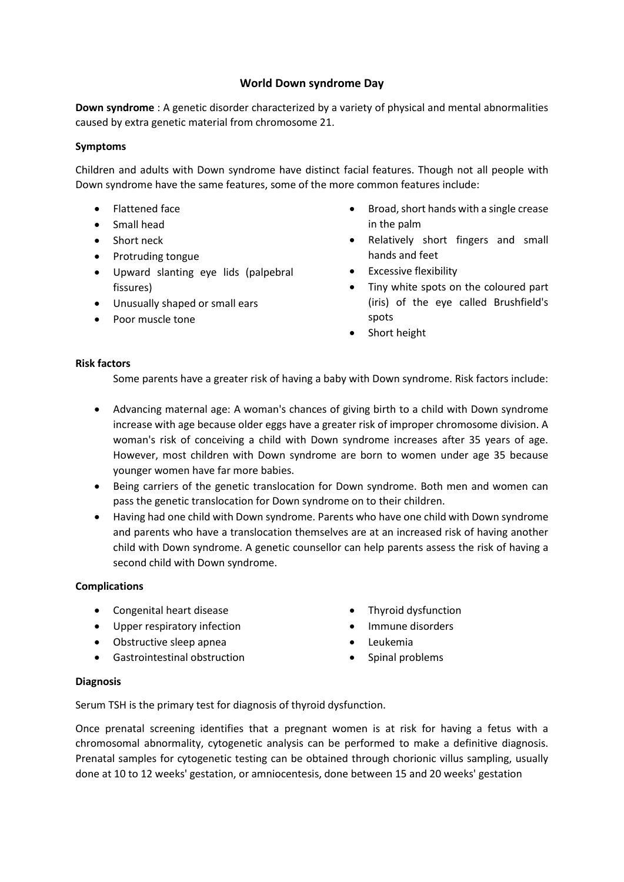# World Down syndrome Day

**Down syndrome** : A genetic disorder characterized by a variety of physical and mental abnormalities caused by extra genetic material from chromosome 21.

### Symptoms

Children and adults with Down syndrome have distinct facial features. Though not all people with Down syndrome have the same features, some of the more common features include:

- Flattened face
- Small head
- Short neck
- Protruding tongue
- Upward slanting eye lids (palpebral fissures)
- Unusually shaped or small ears
- Poor muscle tone
- Broad, short hands with a single crease in the palm
- Relatively short fingers and small hands and feet
- Excessive flexibility
- Tiny white spots on the coloured part (iris) of the eye called Brushfield's spots
- Short height

### Risk factors

Some parents have a greater risk of having a baby with Down syndrome. Risk factors include:

- Advancing maternal age: A woman's chances of giving birth to a child with Down syndrome increase with age because older eggs have a greater risk of improper chromosome division. A woman's risk of conceiving a child with Down syndrome increases after 35 years of age. However, most children with Down syndrome are born to women under age 35 because younger women have far more babies.
- Being carriers of the genetic translocation for Down syndrome. Both men and women can pass the genetic translocation for Down syndrome on to their children.
- Having had one child with Down syndrome. Parents who have one child with Down syndrome and parents who have a translocation themselves are at an increased risk of having another child with Down syndrome. A genetic counsellor can help parents assess the risk of having a second child with Down syndrome.

### Complications

- Congenital heart disease
- Upper respiratory infection
- Obstructive sleep apnea
- Gastrointestinal obstruction
- Thyroid dysfunction
- Immune disorders
- Leukemia
- Spinal problems

### Diagnosis

Serum TSH is the primary test for diagnosis of thyroid dysfunction.

Once prenatal screening identifies that a pregnant women is at risk for having a fetus with a chromosomal abnormality, cytogenetic analysis can be performed to make a definitive diagnosis. Prenatal samples for cytogenetic testing can be obtained through chorionic villus sampling, usually done at 10 to 12 weeks' gestation, or amniocentesis, done between 15 and 20 weeks' gestation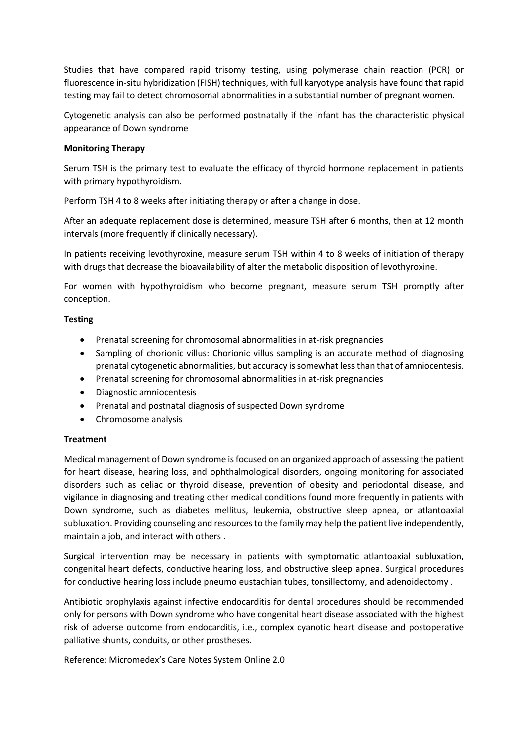Studies that have compared rapid trisomy testing, using polymerase chain reaction (PCR) or fluorescence in-situ hybridization (FISH) techniques, with full karyotype analysis have found that rapid testing may fail to detect chromosomal abnormalities in a substantial number of pregnant women.

Cytogenetic analysis can also be performed postnatally if the infant has the characteristic physical appearance of Down syndrome

**Monitoring Therapy**

Serum TSH is the primary test to evaluate the efficacy of thyroid hormone replacement in patients with primary hypothyroidism.

Perform TSH 4 to 8 weeks after initiating therapy or after a change in dose.

After an adequate replacement dose is determined, measure TSH after 6 months, then at 12 month intervals (more frequently if clinically necessary).

In patients receiving levothyroxine, measure serum TSH within 4 to 8 weeks of initiation of therapy with drugs that decrease the bioavailability of alter the metabolic disposition of levothyroxine.

For women with hypothyroidism who become pregnant, measure serum TSH promptly after conception.

**Testing**

- Prenatal screening for chromosomal abnormalities in at-risk pregnancies
- Sampling of chorionic villus: Chorionic villus sampling is an accurate method of diagnosing prenatal cytogenetic abnormalities, but accuracy is somewhat less than that of amniocentesis.
- Prenatal screening for chromosomal abnormalities in at-risk pregnancies
- Diagnostic amniocentesis
- Prenatal and postnatal diagnosis of suspected Down syndrome
- Chromosome analysis

**Treatment**

Medical management of Down syndrome is focused on an organized approach of assessing the patient for heart disease, hearing loss, and ophthalmological disorders, ongoing monitoring for associated disorders such as celiac or thyroid disease, prevention of obesity and periodontal disease, and vigilance in diagnosing and treating other medical conditions found more frequently in patients with Down syndrome, such as diabetes mellitus, leukemia, obstructive sleep apnea, or atlantoaxial subluxation. Providing counseling and resources to the family may help the patient live independently, maintain a job, and interact with others .

Surgical intervention may be necessary in patients with symptomatic atlantoaxial subluxation, congenital heart defects, conductive hearing loss, and obstructive sleep apnea. Surgical procedures for conductive hearing loss include pneumo eustachian tubes, tonsillectomy, and adenoidectomy .

Antibiotic prophylaxis against infective endocarditis for dental procedures should be recommended only for persons with Down syndrome who have congenital heart disease associated with the highest risk of adverse outcome from endocarditis, i.e., complex cyanotic heart disease and postoperative palliative shunts, conduits, or other prostheses.

Reference: Micromedex's Care Notes System Online 2.0